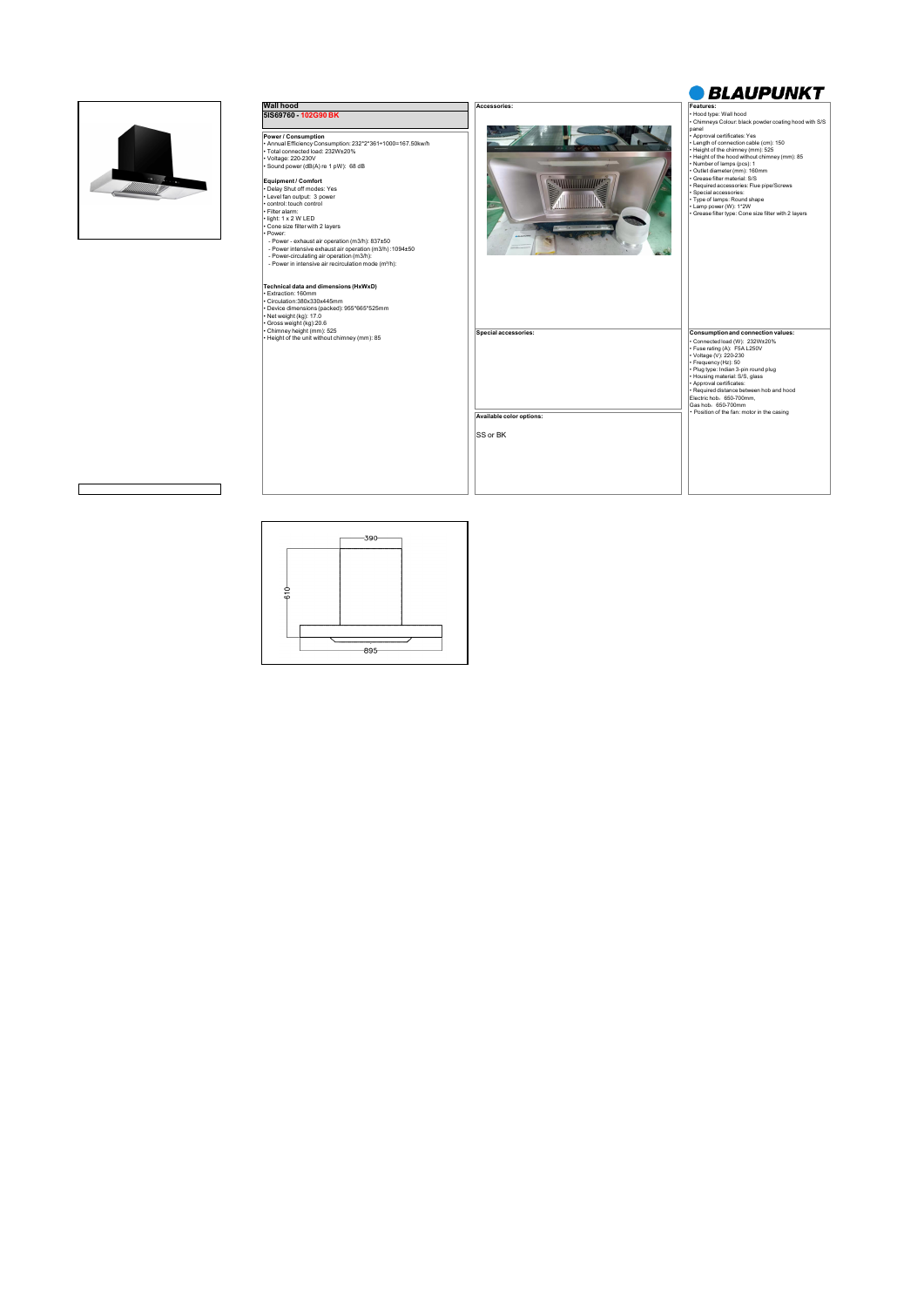BLAUPUNKT

## Wall hood

**5IS69760 - 102G90 BK**

**Power / Consumption**
- Annual Efficiency Consumption: 232*2*361÷1000=167.50kw/h
- Total connected load: 232W±20%
- Voltage: 220-230V
- Sound power (dB(A) re 1 pW): 68 dB

**Equipment / Comfort**
- Delay Shut off modes: Yes
- Level fan output: 3 power
- control: touch control
- Filter alarm:
- light: 1 x 2 W LED
- Cone size filter with 2 layers
- Power:
  - Power - exhaust air operation (m3/h): 837±50
  - Power intensive exhaust air operation (m3/h) :1094±50
  - Power-circulating air operation (m3/h):
  - Power in intensive air recirculation mode (m³/h):

**Technical data and dimensions (HxWxD)**
- Extraction: 160mm
- Circulation:380x330x445mm
- Device dimensions (packed): 955*665*525mm
- Net weight (kg): 17.0
- Gross weight (kg):20.6
- Chimney height (mm): 525
- Height of the unit without chimney (mm): 85

**Accessories:**

**Special accessories:**

**Available color options:**

SS or BK

**Features:**
- Hood type: Wall hood
- Chimneys Colour: black powder coating hood with S/S panel
- Approval certificates: Yes
- Length of connection cable (cm): 150
- Height of the chimney (mm): 525
- Height of the hood without chimney (mm): 85
- Number of lamps (pcs): 1
- Outlet diameter (mm): 160mm
- Grease filter material: S/S
- Required accessories: Flue pipe/Screws
- Special accessories:
- Type of lamps: Round shape
- Lamp power (W): 1*2W
- Grease filter type: Cone size filter with 2 layers

**Consumption and connection values:**
- Connected load (W): 232W±20%
- Fuse rating (A): F5A L250V
- Voltage (V): 220-230
- Frequency (Hz): 50
- Plug type: Indian 3-pin round plug
- Housing material: S/S, glass
- Approval certificates:
- Required distance between hob and hood
Electric hob：650-700mm,
Gas hob：650-700mm
- Position of the fan: motor in the casing

390

610

895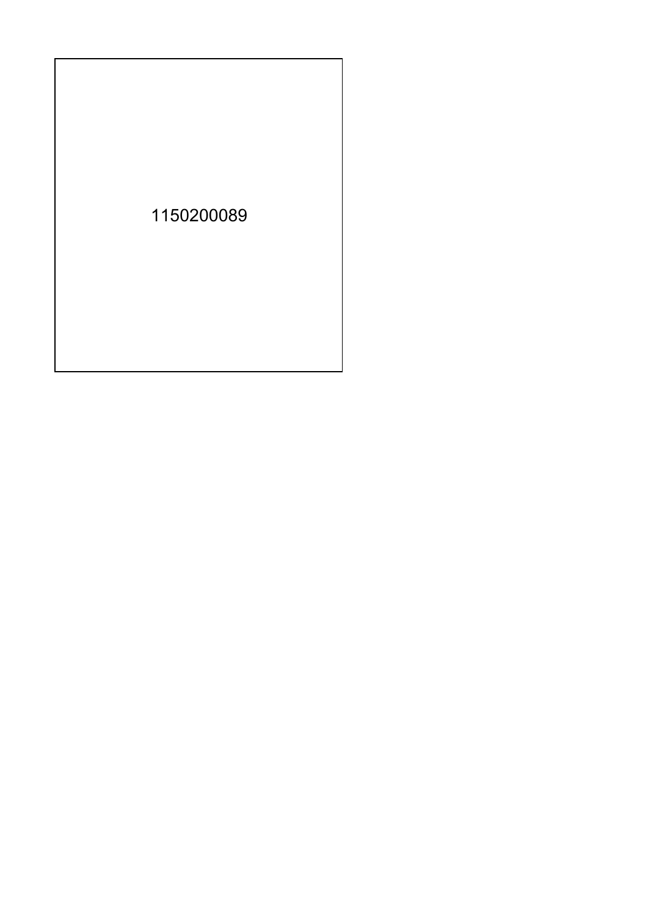1150200089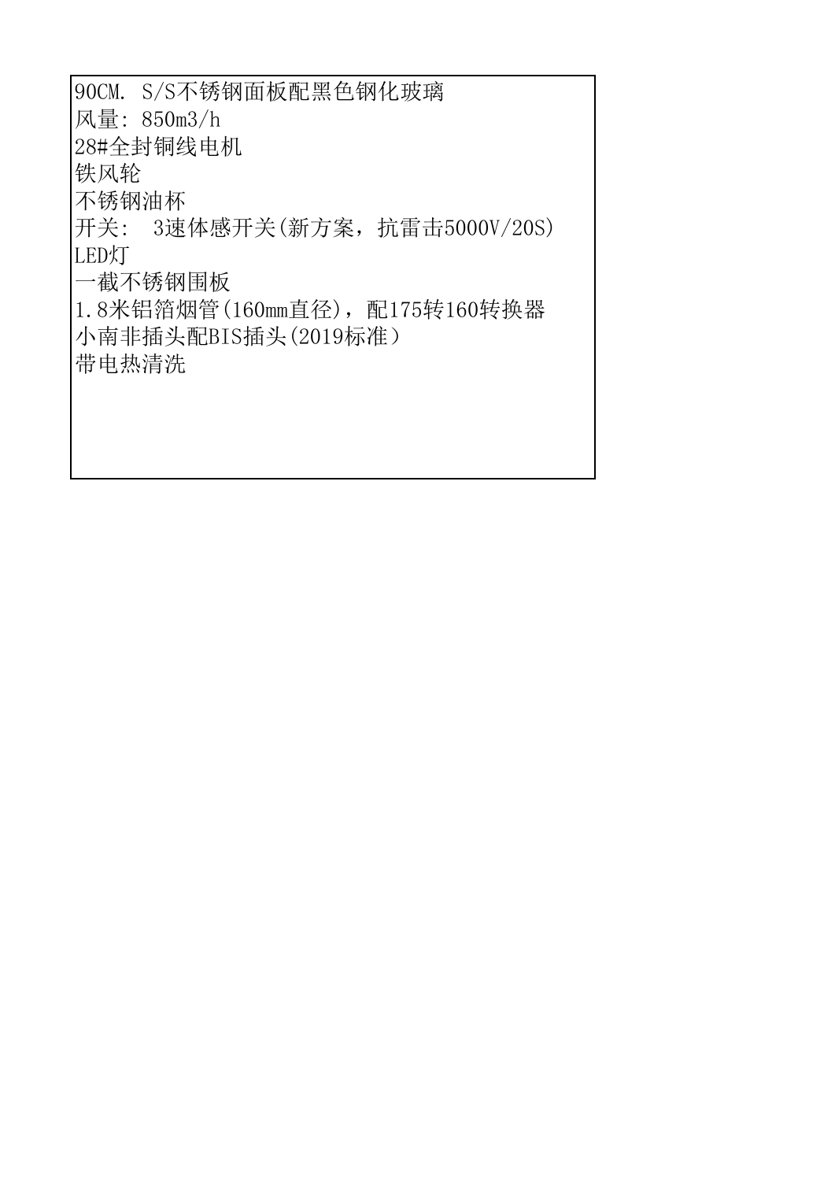90CM. S/S不锈钢面板配黑色钢化玻璃
风量: 850m3/h
28#全封铜线电机
铁风轮
不锈钢油杯
开关:  3速体感开关(新方案，抗雷击5000V/20S)
LED灯
一截不锈钢围板
1.8米铝箔烟管(160mm直径)，配175转160转换器
小南非插头配BIS插头(2019标准)
带电热清洗